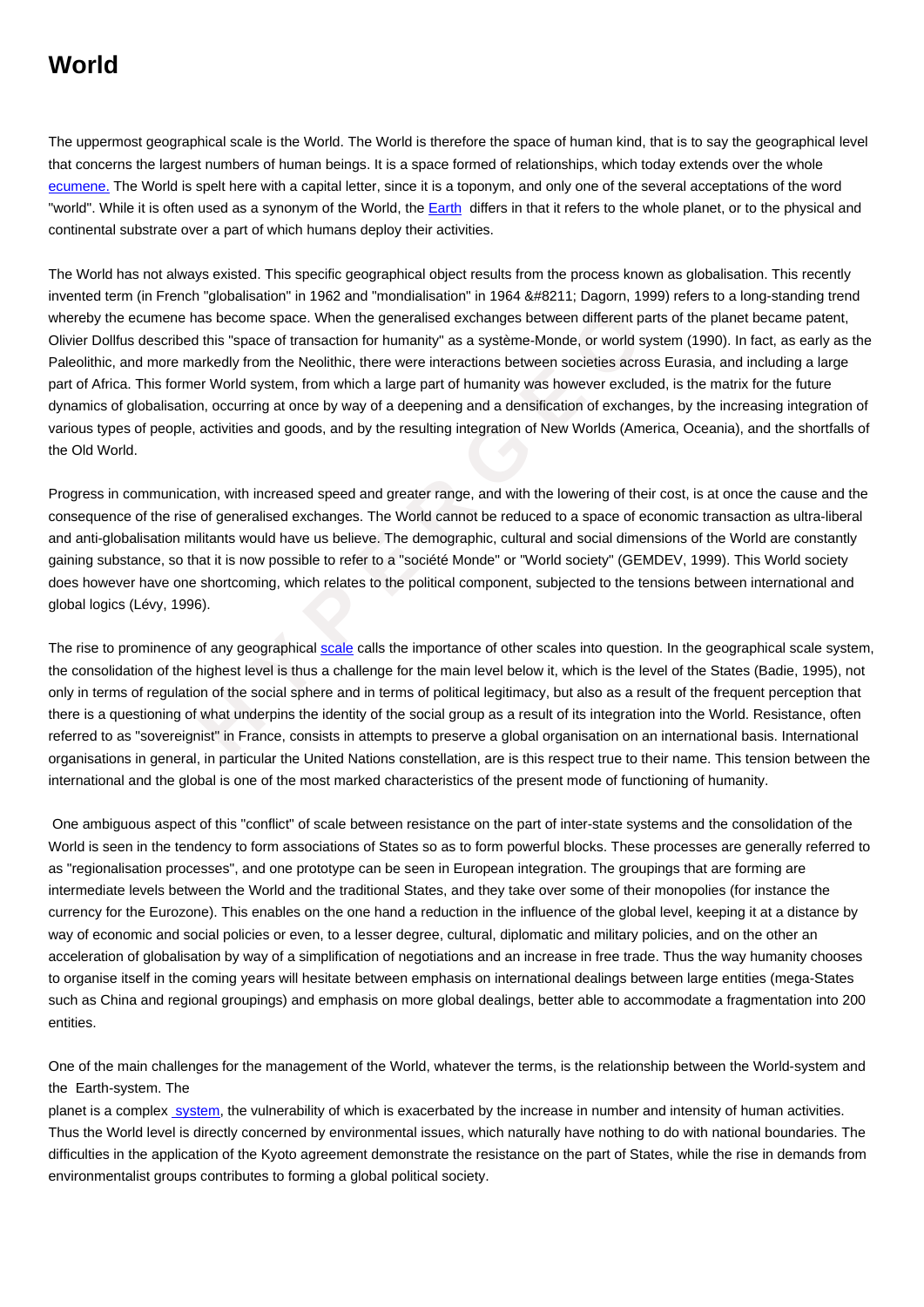# World

The uppermost geographical scale is the World. The World is therefore the space of human kind, that is to say the geographical level that concerns the largest numbers of human beings. It is a space formed of relationships, which today extends over the whole ecumene. The World is spelt here with a capital letter, since it is a toponym, and only one of the several acceptations of the word "world". While it is often used as a synonym of the World, the Earth differs in that it refers to the whole planet, or to the physical and continental substrate over a part of which humans deploy their activities.

The World has not always existed. This specific geographical object results from the process known as globalisation. This recently invented term (in French "globalisation" in 1962 and "mondialisation" in 1964 &#8211; Dagorn, 1999) refers to a long-standing trend whereby the ecumene has become space. When the generalised exchanges between different parts of the planet became patent, Olivier Dollfus described this "space of transaction for humanity" as a système-Monde, or world system (1990). In fact, as early as the Paleolithic, and more markedly from the Neolithic, there were interactions between societies across Eurasia, and including a large part of Africa. This former World system, from which a large part of humanity was however excluded, is the matrix for the future dynamics of globalisation, occurring at once by way of a deepening and a densification of exchanges, by the increasing integration of various types of people, activities and goods, and by the resulting integration of New Worlds (America, Oceania), and the shortfalls of the Old World.

Progress in communication, with increased speed and greater range, and with the lowering of their cost, is at once the cause and the consequence of the rise of generalised exchanges. The World cannot be reduced to a space of economic transaction as ultra-liberal and anti-globalisation militants would have us believe. The demographic, cultural and social dimensions of the World are constantly gaining substance, so that it is now possible to refer to a "société Monde" or "World society" (GEMDEV, 1999). This World society does however have one shortcoming, which relates to the political component, subjected to the tensions between international and global logics (Lévy, 1996).

The rise to prominence of any geographical scale calls the importance of other scales into question. In the geographical scale system, the consolidation of the highest level is thus a challenge for the main level below it, which is the level of the States (Badie, 1995), not only in terms of regulation of the social sphere and in terms of political legitimacy, but also as a result of the frequent perception that there is a questioning of what underpins the identity of the social group as a result of its integration into the World. Resistance, often referred to as "sovereignist" in France, consists in attempts to preserve a global organisation on an international basis. International organisations in general, in particular the United Nations constellation, are is this respect true to their name. This tension between the international and the global is one of the most marked characteristics of the present mode of functioning of humanity.

One ambiguous aspect of this "conflict" of scale between resistance on the part of inter-state systems and the consolidation of the World is seen in the tendency to form associations of States so as to form powerful blocks. These processes are generally referred to as "regionalisation processes", and one prototype can be seen in European integration. The groupings that are forming are intermediate levels between the World and the traditional States, and they take over some of their monopolies (for instance the currency for the Eurozone). This enables on the one hand a reduction in the influence of the global level, keeping it at a distance by way of economic and social policies or even, to a lesser degree, cultural, diplomatic and military policies, and on the other an acceleration of globalisation by way of a simplification of negotiations and an increase in free trade. Thus the way humanity chooses to organise itself in the coming years will hesitate between emphasis on international dealings between large entities (mega-States such as China and regional groupings) and emphasis on more global dealings, better able to accommodate a fragmentation into 200 entities.

One of the main challenges for the management of the World, whatever the terms, is the relationship between the World-system and the Earth-system. The planet is a complex system, the vulnerability of which is exacerbated by the increase in number and intensity of human activities. Thus the World level is directly concerned by environmental issues, which naturally have nothing to do with national boundaries. The difficulties in the application of the Kyoto agreement demonstrate the resistance on the part of States, while the rise in demands from environmentalist groups contributes to forming a global political society.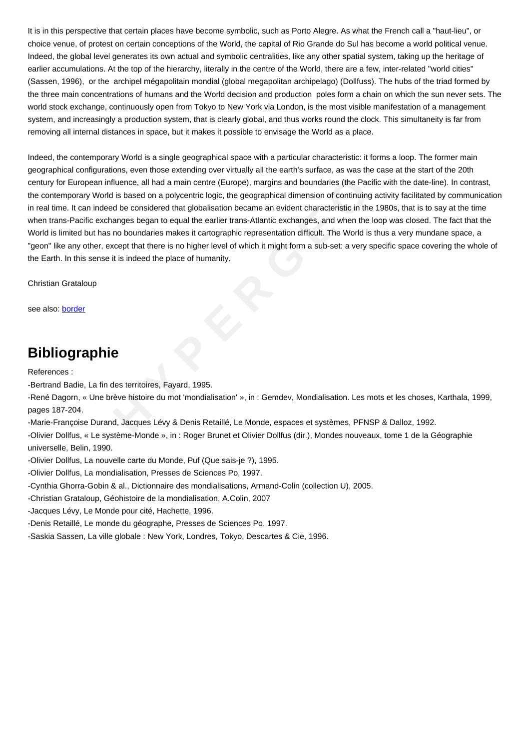It is in this perspective that certain places have become symbolic, such as Porto Alegre. As what the French call a "haut-lieu", or choice venue, of protest on certain conceptions of the World, the capital of Rio Grande do Sul has become a world political venue. Indeed, the global level generates its own actual and symbolic centralities, like any other spatial system, taking up the heritage of earlier accumulations. At the top of the hierarchy, literally in the centre of the World, there are a few, inter-related "world cities" (Sassen, 1996), or the archipel mégapolitain mondial (global megapolitan archipelago) (Dollfuss). The hubs of the triad formed by the three main concentrations of humans and the World decision and production poles form a chain on which the sun never sets. The world stock exchange, continuously open from Tokyo to New York via London, is the most visible manifestation of a management system, and increasingly a production system, that is clearly global, and thus works round the clock. This simultaneity is far from removing all internal distances in space, but it makes it possible to envisage the World as a place.

Indeed, the contemporary World is a single geographical space with a particular characteristic: it forms a loop. The former main geographical configurations, even those extending over virtually all the earth's surface, as was the case at the start of the 20th century for European influence, all had a main centre (Europe), margins and boundaries (the Pacific with the date-line). In contrast, the contemporary World is based on a polycentric logic, the geographical dimension of continuing activity facilitated by communication in real time. It can indeed be considered that globalisation became an evident characteristic in the 1980s, that is to say at the time when trans-Pacific exchanges began to equal the earlier trans-Atlantic exchanges, and when the loop was closed. The fact that the World is limited but has no boundaries makes it cartographic representation difficult. The World is thus a very mundane space, a "geon" like any other, except that there is no higher level of which it might form a sub-set: a very specific space covering the whole of the Earth. In this sense it is indeed the place of humanity.

Christian Grataloup

see also: border

## Bibliographie

References :

-Bertrand Badie, La fin des territoires, Fayard, 1995.

-René Dagorn, « Une brève histoire du mot 'mondialisation' », in : Gemdev, Mondialisation. Les mots et les choses, Karthala, 1999, pages 187-204.

-Marie-Françoise Durand, Jacques Lévy & Denis Retaillé, Le Monde, espaces et systèmes, PFNSP & Dalloz, 1992.

-Olivier Dollfus, « Le système-Monde », in : Roger Brunet et Olivier Dollfus (dir.), Mondes nouveaux, tome 1 de la Géographie universelle, Belin, 1990.

-Olivier Dollfus, La nouvelle carte du Monde, Puf (Que sais-je ?), 1995.

-Olivier Dollfus, La mondialisation, Presses de Sciences Po, 1997.

-Cynthia Ghorra-Gobin & al., Dictionnaire des mondialisations, Armand-Colin (collection U), 2005.

-Christian Grataloup, Géohistoire de la mondialisation, A.Colin, 2007

-Jacques Lévy, Le Monde pour cité, Hachette, 1996.

-Denis Retaillé, Le monde du géographe, Presses de Sciences Po, 1997.

-Saskia Sassen, La ville globale : New York, Londres, Tokyo, Descartes & Cie, 1996.